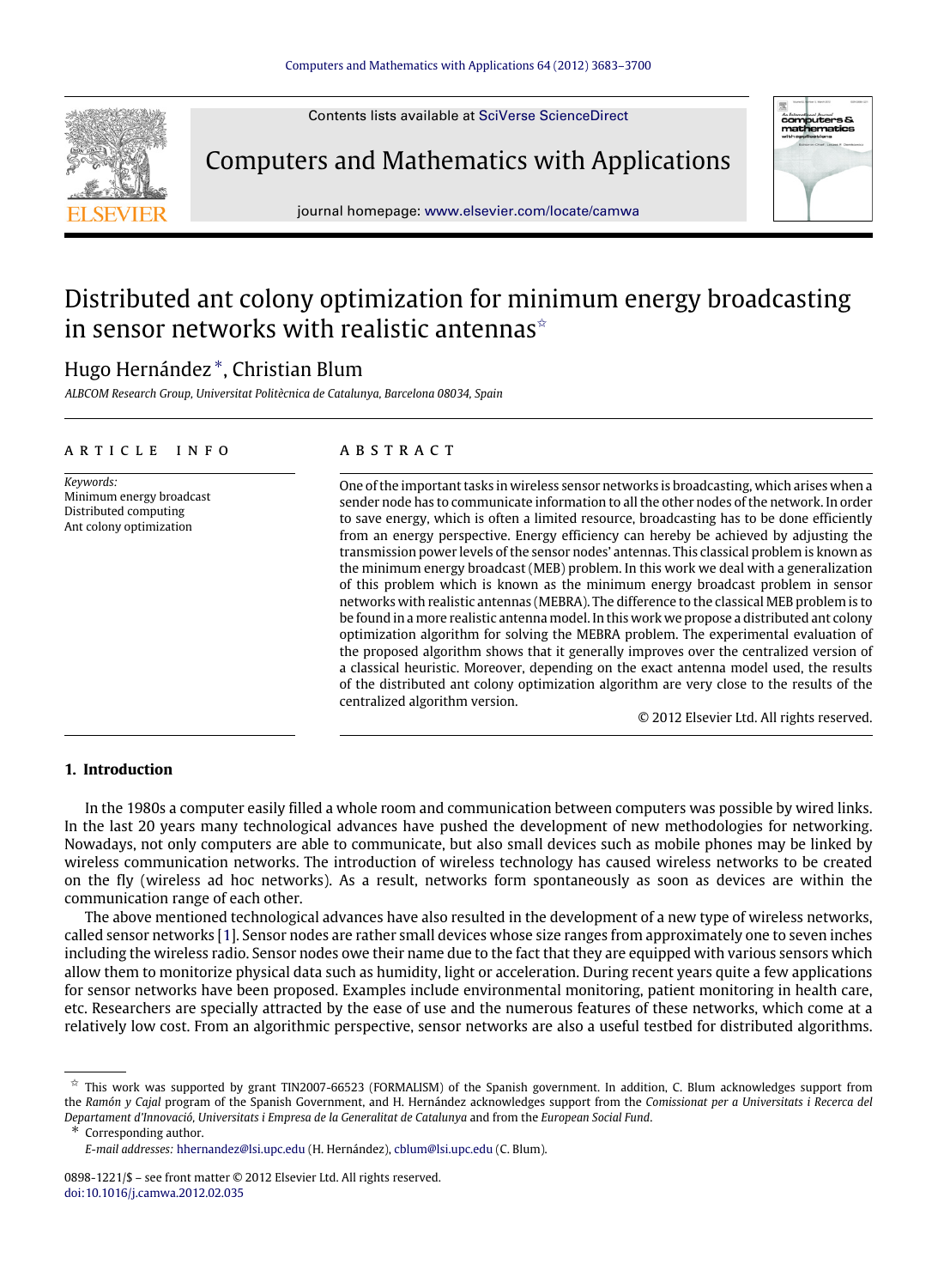# Distributed ant colony optimization for minimum energy broadcasting in sensor networks with realistic antennas[☆]

Hugo Hernández[*], Christian Blum

*ALBCOM Research Group, Universitat Politècnica de Catalunya, Barcelona 08034, Spain*

## ARTICLE INFO

*Keywords:*
Minimum energy broadcast
Distributed computing
Ant colony optimization

## ABSTRACT

One of the important tasks in wireless sensor networks is broadcasting, which arises when a sender node has to communicate information to all the other nodes of the network. In order to save energy, which is often a limited resource, broadcasting has to be done efficiently from an energy perspective. Energy efficiency can hereby be achieved by adjusting the transmission power levels of the sensor nodes' antennas. This classical problem is known as the minimum energy broadcast (MEB) problem. In this work we deal with a generalization of this problem which is known as the minimum energy broadcast problem in sensor networks with realistic antennas (MEBRA). The difference to the classical MEB problem is to be found in a more realistic antenna model. In this work we propose a distributed ant colony optimization algorithm for solving the MEBRA problem. The experimental evaluation of the proposed algorithm shows that it generally improves over the centralized version of a classical heuristic. Moreover, depending on the exact antenna model used, the results of the distributed ant colony optimization algorithm are very close to the results of the centralized algorithm version.

© 2012 Elsevier Ltd. All rights reserved.

## 1. Introduction

In the 1980s a computer easily filled a whole room and communication between computers was possible by wired links. In the last 20 years many technological advances have pushed the development of new methodologies for networking. Nowadays, not only computers are able to communicate, but also small devices such as mobile phones may be linked by wireless communication networks. The introduction of wireless technology has caused wireless networks to be created on the fly (wireless ad hoc networks). As a result, networks form spontaneously as soon as devices are within the communication range of each other.

The above mentioned technological advances have also resulted in the development of a new type of wireless networks, called sensor networks [1]. Sensor nodes are rather small devices whose size ranges from approximately one to seven inches including the wireless radio. Sensor nodes owe their name due to the fact that they are equipped with various sensors which allow them to monitorize physical data such as humidity, light or acceleration. During recent years quite a few applications for sensor networks have been proposed. Examples include environmental monitoring, patient monitoring in health care, etc. Researchers are specially attracted by the ease of use and the numerous features of these networks, which come at a relatively low cost. From an algorithmic perspective, sensor networks are also a useful testbed for distributed algorithms.

---

[☆] This work was supported by grant TIN2007-66523 (FORMALISM) of the Spanish government. In addition, C. Blum acknowledges support from the *Ramón y Cajal* program of the Spanish Government, and H. Hernández acknowledges support from the *Comissionat per a Universitats i Recerca del Departament d'Innovació, Universitats i Empresa de la Generalitat de Catalunya* and from the *European Social Fund*.

[*] Corresponding author.
*E-mail addresses:* hhernandez@lsi.upc.edu (H. Hernández), cblum@lsi.upc.edu (C. Blum).

0898-1221/$ – see front matter © 2012 Elsevier Ltd. All rights reserved.
doi:10.1016/j.camwa.2012.02.035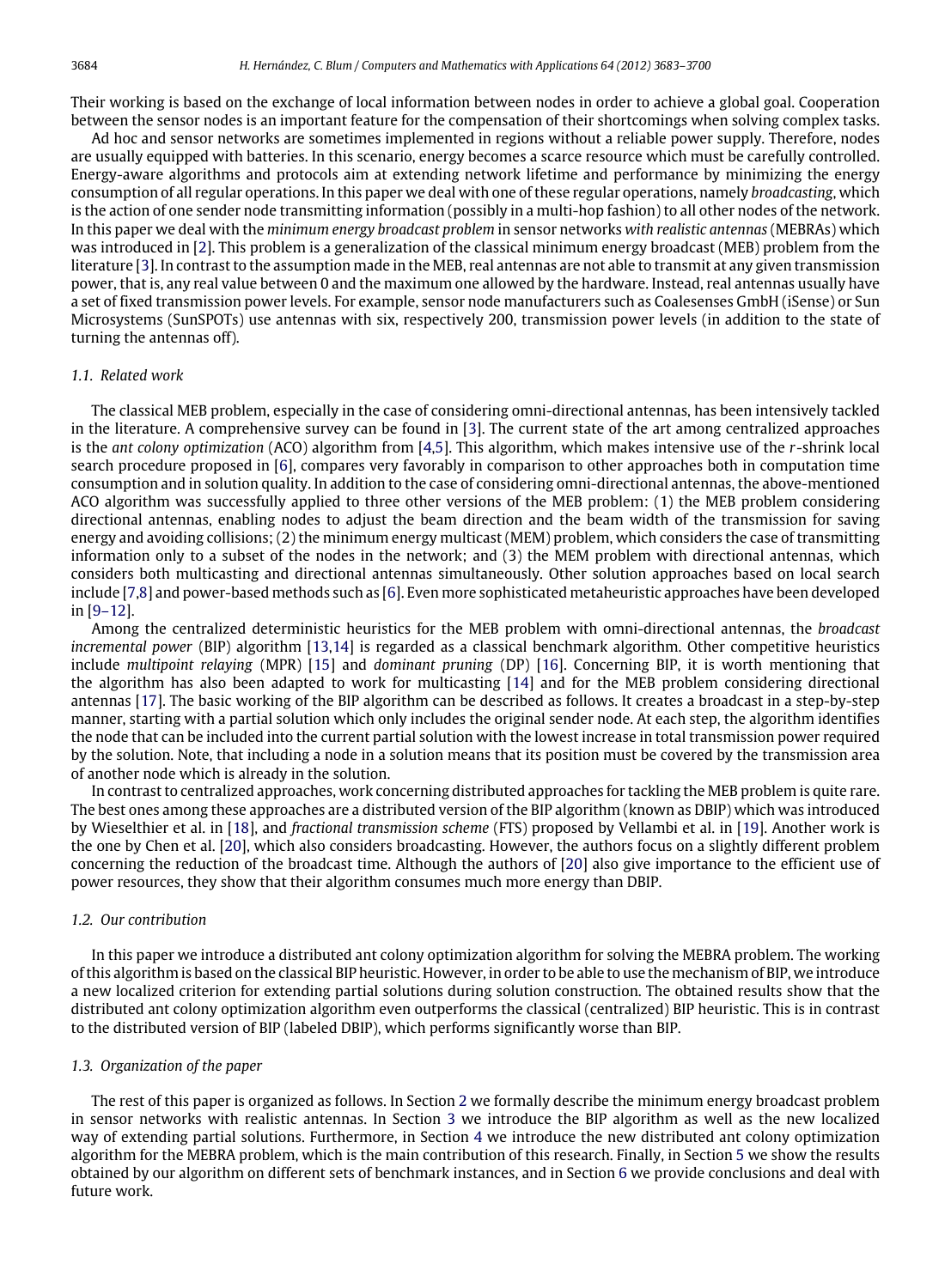Their working is based on the exchange of local information between nodes in order to achieve a global goal. Cooperation between the sensor nodes is an important feature for the compensation of their shortcomings when solving complex tasks.

Ad hoc and sensor networks are sometimes implemented in regions without a reliable power supply. Therefore, nodes are usually equipped with batteries. In this scenario, energy becomes a scarce resource which must be carefully controlled. Energy-aware algorithms and protocols aim at extending network lifetime and performance by minimizing the energy consumption of all regular operations. In this paper we deal with one of these regular operations, namely *broadcasting*, which is the action of one sender node transmitting information (possibly in a multi-hop fashion) to all other nodes of the network. In this paper we deal with the *minimum energy broadcast problem* in sensor networks *with realistic antennas* (MEBRAs) which was introduced in [2]. This problem is a generalization of the classical minimum energy broadcast (MEB) problem from the literature [3]. In contrast to the assumption made in the MEB, real antennas are not able to transmit at any given transmission power, that is, any real value between 0 and the maximum one allowed by the hardware. Instead, real antennas usually have a set of fixed transmission power levels. For example, sensor node manufacturers such as Coalesenses GmbH (iSense) or Sun Microsystems (SunSPOTs) use antennas with six, respectively 200, transmission power levels (in addition to the state of turning the antennas off).

### 1.1. Related work

The classical MEB problem, especially in the case of considering omni-directional antennas, has been intensively tackled in the literature. A comprehensive survey can be found in [3]. The current state of the art among centralized approaches is the *ant colony optimization* (ACO) algorithm from [4,5]. This algorithm, which makes intensive use of the $r$-shrink local search procedure proposed in [6], compares very favorably in comparison to other approaches both in computation time consumption and in solution quality. In addition to the case of considering omni-directional antennas, the above-mentioned ACO algorithm was successfully applied to three other versions of the MEB problem: (1) the MEB problem considering directional antennas, enabling nodes to adjust the beam direction and the beam width of the transmission for saving energy and avoiding collisions; (2) the minimum energy multicast (MEM) problem, which considers the case of transmitting information only to a subset of the nodes in the network; and (3) the MEM problem with directional antennas, which considers both multicasting and directional antennas simultaneously. Other solution approaches based on local search include [7,8] and power-based methods such as [6]. Even more sophisticated metaheuristic approaches have been developed in [9–12].

Among the centralized deterministic heuristics for the MEB problem with omni-directional antennas, the *broadcast incremental power* (BIP) algorithm [13,14] is regarded as a classical benchmark algorithm. Other competitive heuristics include *multipoint relaying* (MPR) [15] and *dominant pruning* (DP) [16]. Concerning BIP, it is worth mentioning that the algorithm has also been adapted to work for multicasting [14] and for the MEB problem considering directional antennas [17]. The basic working of the BIP algorithm can be described as follows. It creates a broadcast in a step-by-step manner, starting with a partial solution which only includes the original sender node. At each step, the algorithm identifies the node that can be included into the current partial solution with the lowest increase in total transmission power required by the solution. Note, that including a node in a solution means that its position must be covered by the transmission area of another node which is already in the solution.

In contrast to centralized approaches, work concerning distributed approaches for tackling the MEB problem is quite rare. The best ones among these approaches are a distributed version of the BIP algorithm (known as DBIP) which was introduced by Wieselthier et al. in [18], and *fractional transmission scheme* (FTS) proposed by Vellambi et al. in [19]. Another work is the one by Chen et al. [20], which also considers broadcasting. However, the authors focus on a slightly different problem concerning the reduction of the broadcast time. Although the authors of [20] also give importance to the efficient use of power resources, they show that their algorithm consumes much more energy than DBIP.

### 1.2. Our contribution

In this paper we introduce a distributed ant colony optimization algorithm for solving the MEBRA problem. The working of this algorithm is based on the classical BIP heuristic. However, in order to be able to use the mechanism of BIP, we introduce a new localized criterion for extending partial solutions during solution construction. The obtained results show that the distributed ant colony optimization algorithm even outperforms the classical (centralized) BIP heuristic. This is in contrast to the distributed version of BIP (labeled DBIP), which performs significantly worse than BIP.

### 1.3. Organization of the paper

The rest of this paper is organized as follows. In Section 2 we formally describe the minimum energy broadcast problem in sensor networks with realistic antennas. In Section 3 we introduce the BIP algorithm as well as the new localized way of extending partial solutions. Furthermore, in Section 4 we introduce the new distributed ant colony optimization algorithm for the MEBRA problem, which is the main contribution of this research. Finally, in Section 5 we show the results obtained by our algorithm on different sets of benchmark instances, and in Section 6 we provide conclusions and deal with future work.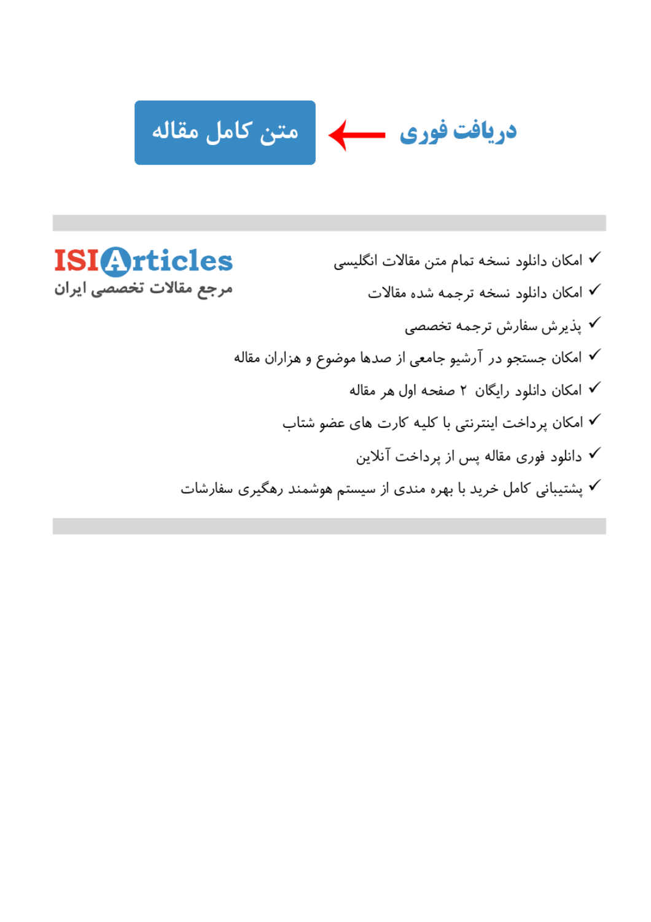دریافت فوری ← **متن کامل مقاله**

**ISIArticles**
مرجع مقالات تخصصی ایران

- ✓ امکان دانلود نسخه تمام متن مقالات انگلیسی
- ✓ امکان دانلود نسخه ترجمه شده مقالات
- ✓ پذیرش سفارش ترجمه تخصصی
- ✓ امکان جستجو در آرشیو جامعی از صدها موضوع و هزاران مقاله
- ✓ امکان دانلود رایگان ۲ صفحه اول هر مقاله
- ✓ امکان پرداخت اینترنتی با کلیه کارت های عضو شتاب
- ✓ دانلود فوری مقاله پس از پرداخت آنلاین
- ✓ پشتیبانی کامل خرید با بهره مندی از سیستم هوشمند رهگیری سفارشات